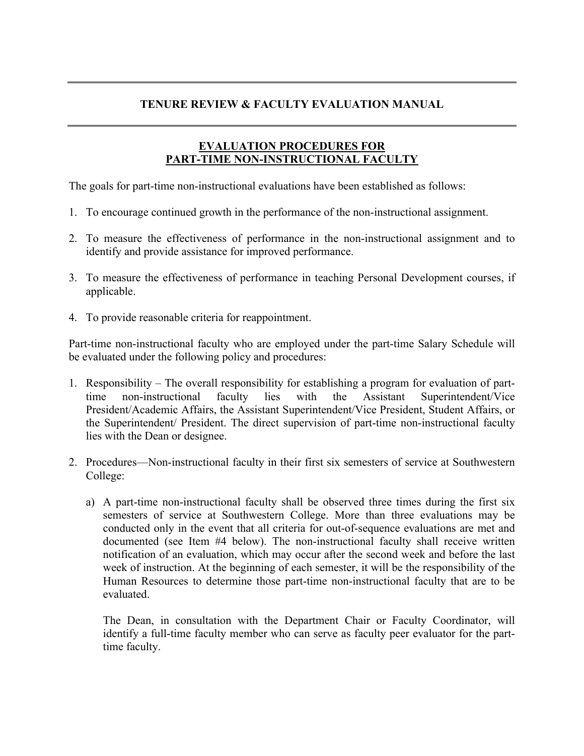# TENURE REVIEW & FACULTY EVALUATION MANUAL

## EVALUATION PROCEDURES FOR PART-TIME NON-INSTRUCTIONAL FACULTY

The goals for part-time non-instructional evaluations have been established as follows:

1. To encourage continued growth in the performance of the non-instructional assignment.
2. To measure the effectiveness of performance in the non-instructional assignment and to identify and provide assistance for improved performance.
3. To measure the effectiveness of performance in teaching Personal Development courses, if applicable.
4. To provide reasonable criteria for reappointment.

Part-time non-instructional faculty who are employed under the part-time Salary Schedule will be evaluated under the following policy and procedures:

1. Responsibility – The overall responsibility for establishing a program for evaluation of part-time non-instructional faculty lies with the Assistant Superintendent/Vice President/Academic Affairs, the Assistant Superintendent/Vice President, Student Affairs, or the Superintendent/ President. The direct supervision of part-time non-instructional faculty lies with the Dean or designee.
2. Procedures—Non-instructional faculty in their first six semesters of service at Southwestern College:
   a) A part-time non-instructional faculty shall be observed three times during the first six semesters of service at Southwestern College. More than three evaluations may be conducted only in the event that all criteria for out-of-sequence evaluations are met and documented (see Item #4 below). The non-instructional faculty shall receive written notification of an evaluation, which may occur after the second week and before the last week of instruction. At the beginning of each semester, it will be the responsibility of the Human Resources to determine those part-time non-instructional faculty that are to be evaluated.

      The Dean, in consultation with the Department Chair or Faculty Coordinator, will identify a full-time faculty member who can serve as faculty peer evaluator for the part-time faculty.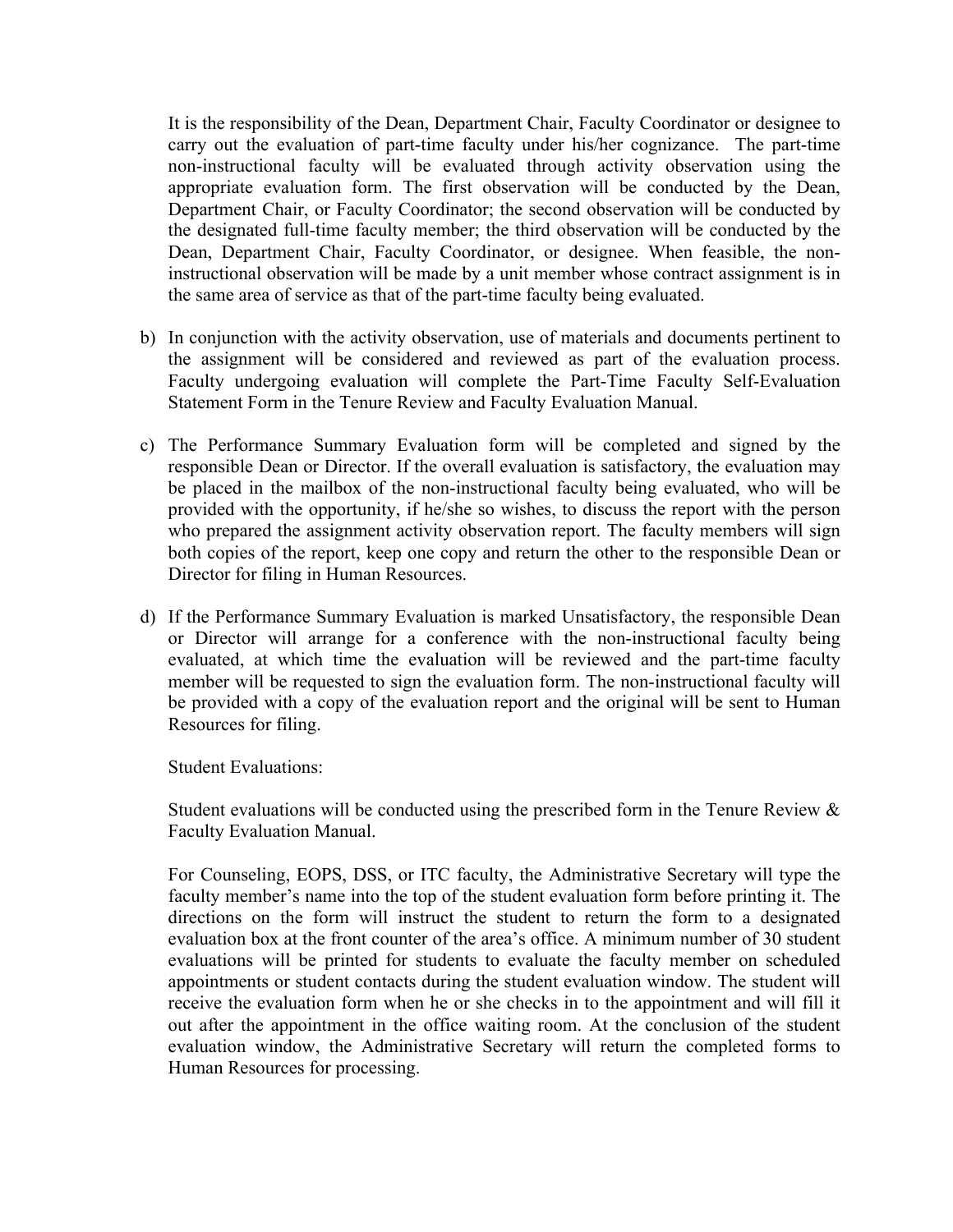It is the responsibility of the Dean, Department Chair, Faculty Coordinator or designee to carry out the evaluation of part-time faculty under his/her cognizance. The part-time non-instructional faculty will be evaluated through activity observation using the appropriate evaluation form. The first observation will be conducted by the Dean, Department Chair, or Faculty Coordinator; the second observation will be conducted by the designated full-time faculty member; the third observation will be conducted by the Dean, Department Chair, Faculty Coordinator, or designee. When feasible, the non-instructional observation will be made by a unit member whose contract assignment is in the same area of service as that of the part-time faculty being evaluated.

b) In conjunction with the activity observation, use of materials and documents pertinent to the assignment will be considered and reviewed as part of the evaluation process. Faculty undergoing evaluation will complete the Part-Time Faculty Self-Evaluation Statement Form in the Tenure Review and Faculty Evaluation Manual.

c) The Performance Summary Evaluation form will be completed and signed by the responsible Dean or Director. If the overall evaluation is satisfactory, the evaluation may be placed in the mailbox of the non-instructional faculty being evaluated, who will be provided with the opportunity, if he/she so wishes, to discuss the report with the person who prepared the assignment activity observation report. The faculty members will sign both copies of the report, keep one copy and return the other to the responsible Dean or Director for filing in Human Resources.

d) If the Performance Summary Evaluation is marked Unsatisfactory, the responsible Dean or Director will arrange for a conference with the non-instructional faculty being evaluated, at which time the evaluation will be reviewed and the part-time faculty member will be requested to sign the evaluation form. The non-instructional faculty will be provided with a copy of the evaluation report and the original will be sent to Human Resources for filing.

Student Evaluations:

Student evaluations will be conducted using the prescribed form in the Tenure Review & Faculty Evaluation Manual.

For Counseling, EOPS, DSS, or ITC faculty, the Administrative Secretary will type the faculty member's name into the top of the student evaluation form before printing it. The directions on the form will instruct the student to return the form to a designated evaluation box at the front counter of the area's office. A minimum number of 30 student evaluations will be printed for students to evaluate the faculty member on scheduled appointments or student contacts during the student evaluation window. The student will receive the evaluation form when he or she checks in to the appointment and will fill it out after the appointment in the office waiting room. At the conclusion of the student evaluation window, the Administrative Secretary will return the completed forms to Human Resources for processing.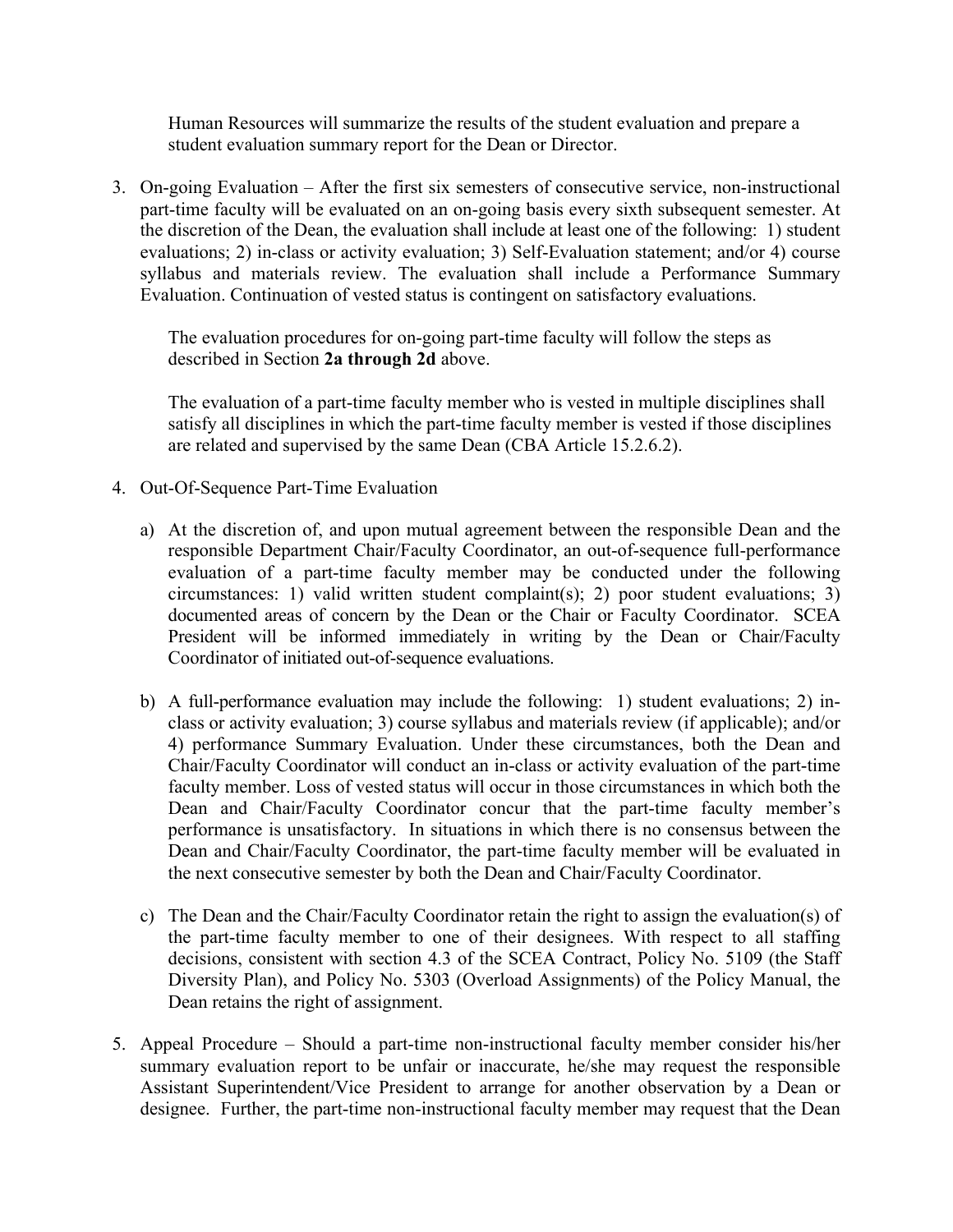Human Resources will summarize the results of the student evaluation and prepare a student evaluation summary report for the Dean or Director.

3. On-going Evaluation – After the first six semesters of consecutive service, non-instructional part-time faculty will be evaluated on an on-going basis every sixth subsequent semester. At the discretion of the Dean, the evaluation shall include at least one of the following: 1) student evaluations; 2) in-class or activity evaluation; 3) Self-Evaluation statement; and/or 4) course syllabus and materials review. The evaluation shall include a Performance Summary Evaluation. Continuation of vested status is contingent on satisfactory evaluations.

   The evaluation procedures for on-going part-time faculty will follow the steps as described in Section **2a through 2d** above.

   The evaluation of a part-time faculty member who is vested in multiple disciplines shall satisfy all disciplines in which the part-time faculty member is vested if those disciplines are related and supervised by the same Dean (CBA Article 15.2.6.2).

4. Out-Of-Sequence Part-Time Evaluation

   a) At the discretion of, and upon mutual agreement between the responsible Dean and the responsible Department Chair/Faculty Coordinator, an out-of-sequence full-performance evaluation of a part-time faculty member may be conducted under the following circumstances: 1) valid written student complaint(s); 2) poor student evaluations; 3) documented areas of concern by the Dean or the Chair or Faculty Coordinator. SCEA President will be informed immediately in writing by the Dean or Chair/Faculty Coordinator of initiated out-of-sequence evaluations.

   b) A full-performance evaluation may include the following: 1) student evaluations; 2) in-class or activity evaluation; 3) course syllabus and materials review (if applicable); and/or 4) performance Summary Evaluation. Under these circumstances, both the Dean and Chair/Faculty Coordinator will conduct an in-class or activity evaluation of the part-time faculty member. Loss of vested status will occur in those circumstances in which both the Dean and Chair/Faculty Coordinator concur that the part-time faculty member's performance is unsatisfactory. In situations in which there is no consensus between the Dean and Chair/Faculty Coordinator, the part-time faculty member will be evaluated in the next consecutive semester by both the Dean and Chair/Faculty Coordinator.

   c) The Dean and the Chair/Faculty Coordinator retain the right to assign the evaluation(s) of the part-time faculty member to one of their designees. With respect to all staffing decisions, consistent with section 4.3 of the SCEA Contract, Policy No. 5109 (the Staff Diversity Plan), and Policy No. 5303 (Overload Assignments) of the Policy Manual, the Dean retains the right of assignment.

5. Appeal Procedure – Should a part-time non-instructional faculty member consider his/her summary evaluation report to be unfair or inaccurate, he/she may request the responsible Assistant Superintendent/Vice President to arrange for another observation by a Dean or designee. Further, the part-time non-instructional faculty member may request that the Dean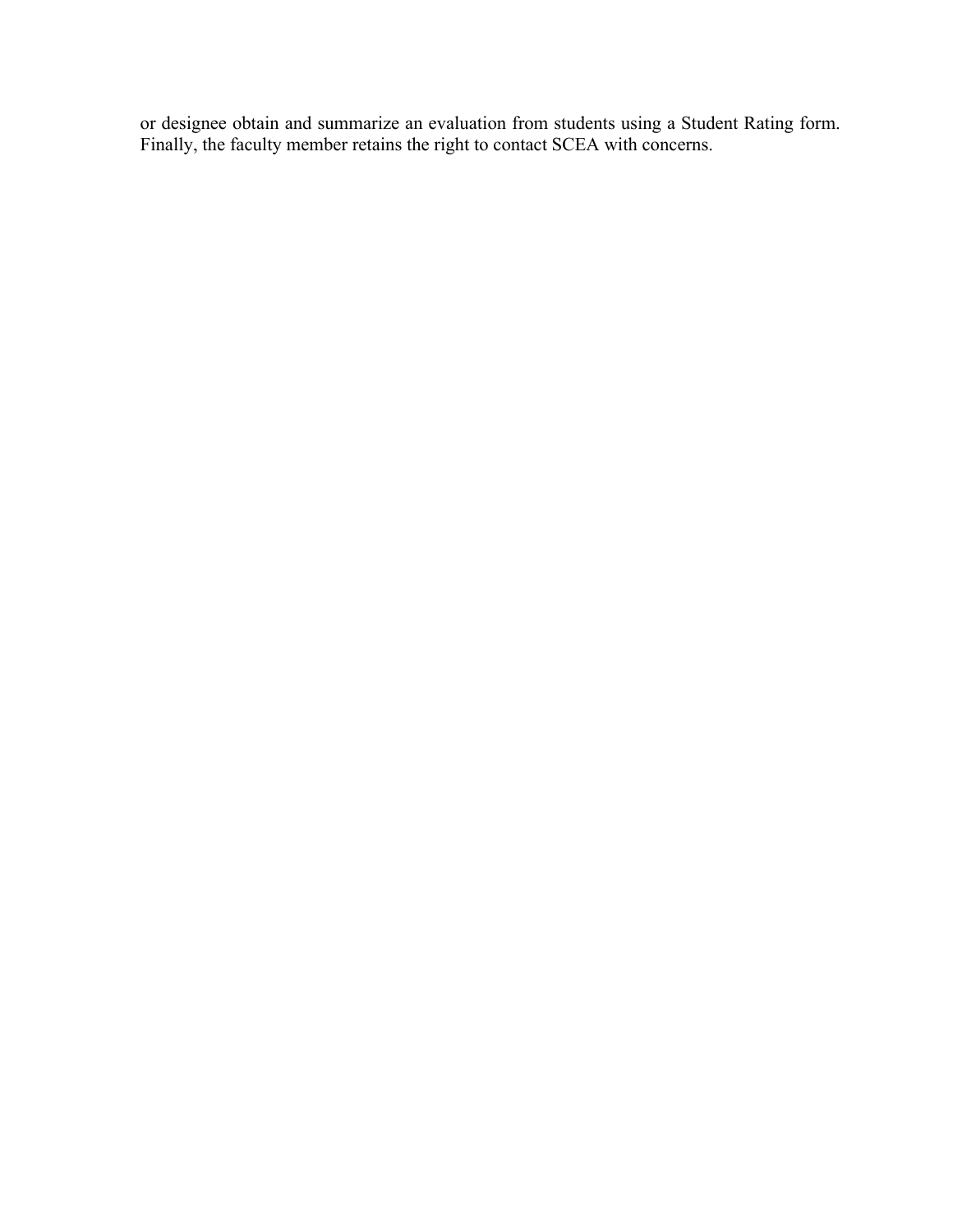or designee obtain and summarize an evaluation from students using a Student Rating form. Finally, the faculty member retains the right to contact SCEA with concerns.